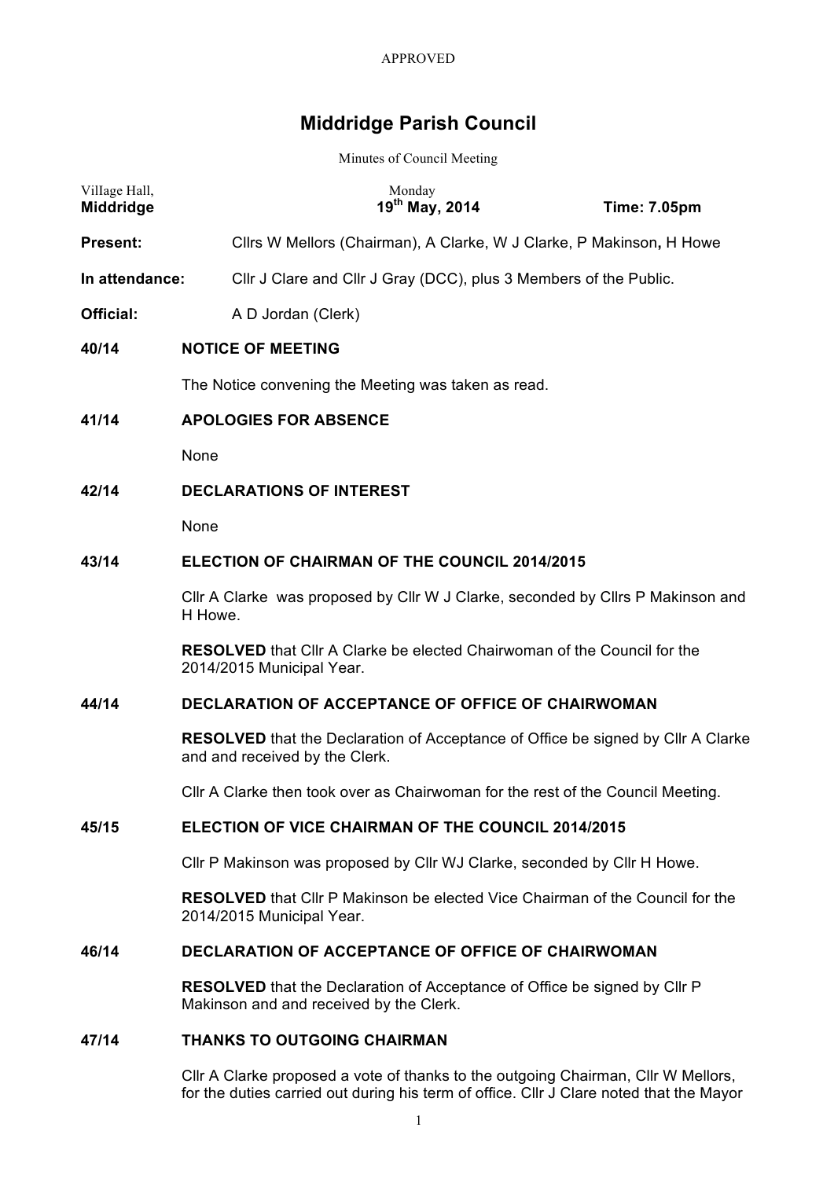APPROVED

# Middridge Parish Council

Minutes of Council Meeting

| Village Hall, **Middridge** | Monday **19th May, 2014** | **Time: 7.05pm** |
|---|---|---|

**Present:** Cllrs W Mellors (Chairman), A Clarke, W J Clarke, P Makinson**,** H Howe

**In attendance:** Cllr J Clare and Cllr J Gray (DCC), plus 3 Members of the Public.

**Official:** A D Jordan (Clerk)

**40/14 NOTICE OF MEETING**

The Notice convening the Meeting was taken as read.

**41/14 APOLOGIES FOR ABSENCE**

None

**42/14 DECLARATIONS OF INTEREST**

None

**43/14 ELECTION OF CHAIRMAN OF THE COUNCIL 2014/2015**

Cllr A Clarke was proposed by Cllr W J Clarke, seconded by Cllrs P Makinson and H Howe.

**RESOLVED** that Cllr A Clarke be elected Chairwoman of the Council for the 2014/2015 Municipal Year.

**44/14 DECLARATION OF ACCEPTANCE OF OFFICE OF CHAIRWOMAN**

**RESOLVED** that the Declaration of Acceptance of Office be signed by Cllr A Clarke and and received by the Clerk.

Cllr A Clarke then took over as Chairwoman for the rest of the Council Meeting.

**45/15 ELECTION OF VICE CHAIRMAN OF THE COUNCIL 2014/2015**

Cllr P Makinson was proposed by Cllr WJ Clarke, seconded by Cllr H Howe.

**RESOLVED** that Cllr P Makinson be elected Vice Chairman of the Council for the 2014/2015 Municipal Year.

**46/14 DECLARATION OF ACCEPTANCE OF OFFICE OF CHAIRWOMAN**

**RESOLVED** that the Declaration of Acceptance of Office be signed by Cllr P Makinson and and received by the Clerk.

**47/14 THANKS TO OUTGOING CHAIRMAN**

Cllr A Clarke proposed a vote of thanks to the outgoing Chairman, Cllr W Mellors, for the duties carried out during his term of office. Cllr J Clare noted that the Mayor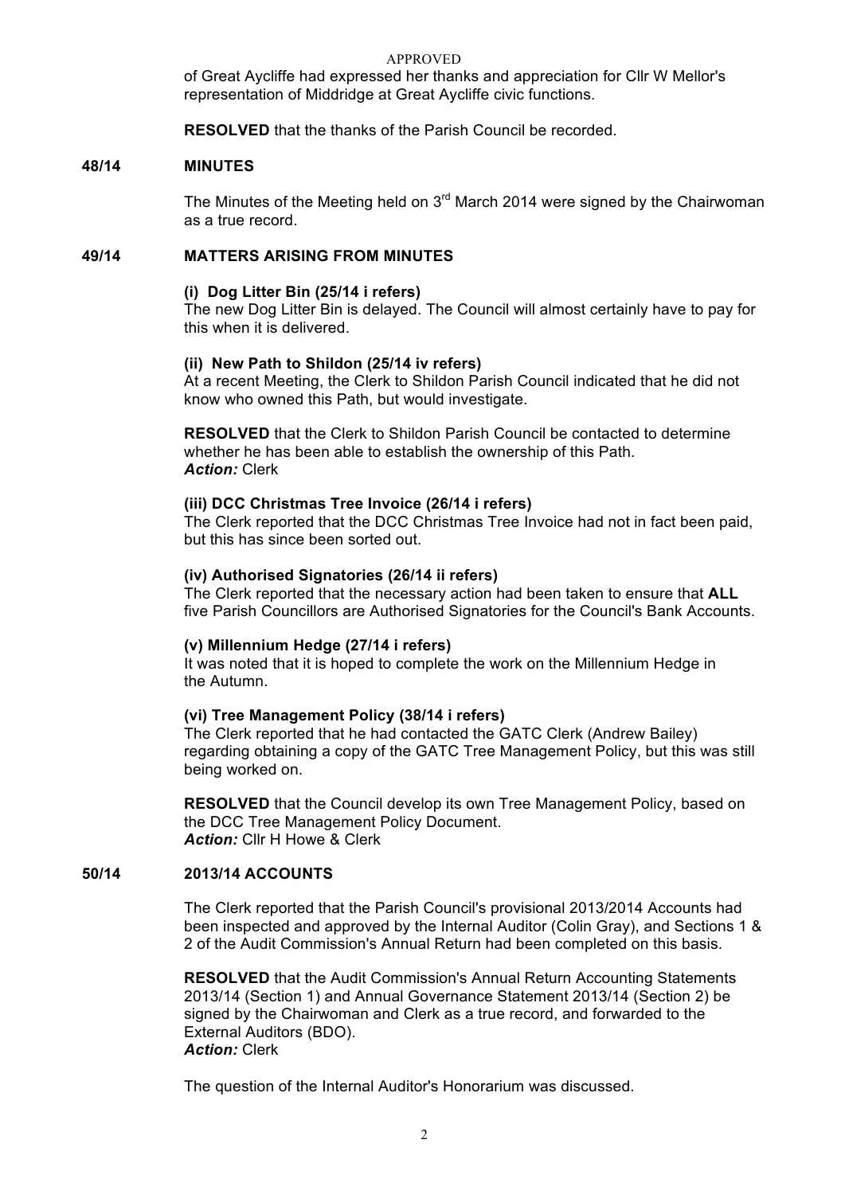APPROVED

of Great Aycliffe had expressed her thanks and appreciation for Cllr W Mellor's representation of Middridge at Great Aycliffe civic functions.

**RESOLVED** that the thanks of the Parish Council be recorded.

## 48/14 MINUTES

The Minutes of the Meeting held on 3rd March 2014 were signed by the Chairwoman as a true record.

## 49/14 MATTERS ARISING FROM MINUTES

**(i) Dog Litter Bin (25/14 i refers)**
The new Dog Litter Bin is delayed. The Council will almost certainly have to pay for this when it is delivered.

**(ii) New Path to Shildon (25/14 iv refers)**
At a recent Meeting, the Clerk to Shildon Parish Council indicated that he did not know who owned this Path, but would investigate.

**RESOLVED** that the Clerk to Shildon Parish Council be contacted to determine whether he has been able to establish the ownership of this Path.
***Action:*** Clerk

**(iii) DCC Christmas Tree Invoice (26/14 i refers)**
The Clerk reported that the DCC Christmas Tree Invoice had not in fact been paid, but this has since been sorted out.

**(iv) Authorised Signatories (26/14 ii refers)**
The Clerk reported that the necessary action had been taken to ensure that **ALL** five Parish Councillors are Authorised Signatories for the Council's Bank Accounts.

**(v) Millennium Hedge (27/14 i refers)**
It was noted that it is hoped to complete the work on the Millennium Hedge in the Autumn.

**(vi) Tree Management Policy (38/14 i refers)**
The Clerk reported that he had contacted the GATC Clerk (Andrew Bailey) regarding obtaining a copy of the GATC Tree Management Policy, but this was still being worked on.

**RESOLVED** that the Council develop its own Tree Management Policy, based on the DCC Tree Management Policy Document.
***Action:*** Cllr H Howe & Clerk

## 50/14 2013/14 ACCOUNTS

The Clerk reported that the Parish Council's provisional 2013/2014 Accounts had been inspected and approved by the Internal Auditor (Colin Gray), and Sections 1 & 2 of the Audit Commission's Annual Return had been completed on this basis.

**RESOLVED** that the Audit Commission's Annual Return Accounting Statements 2013/14 (Section 1) and Annual Governance Statement 2013/14 (Section 2) be signed by the Chairwoman and Clerk as a true record, and forwarded to the External Auditors (BDO).
***Action:*** Clerk

The question of the Internal Auditor's Honorarium was discussed.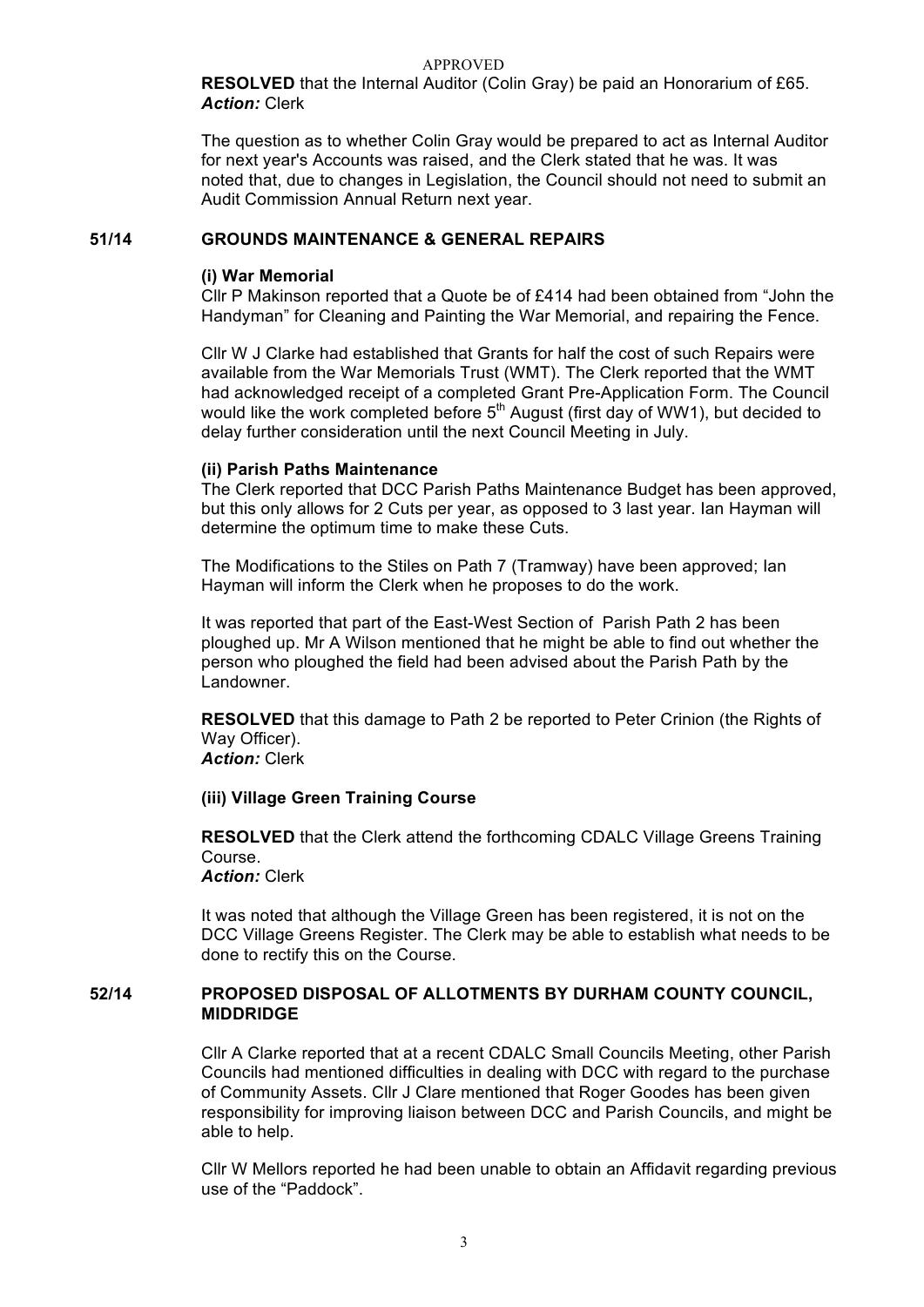APPROVED

**RESOLVED** that the Internal Auditor (Colin Gray) be paid an Honorarium of £65.
***Action:*** Clerk

The question as to whether Colin Gray would be prepared to act as Internal Auditor for next year's Accounts was raised, and the Clerk stated that he was. It was noted that, due to changes in Legislation, the Council should not need to submit an Audit Commission Annual Return next year.

## 51/14 GROUNDS MAINTENANCE & GENERAL REPAIRS

### (i) War Memorial

Cllr P Makinson reported that a Quote be of £414 had been obtained from "John the Handyman" for Cleaning and Painting the War Memorial, and repairing the Fence.

Cllr W J Clarke had established that Grants for half the cost of such Repairs were available from the War Memorials Trust (WMT). The Clerk reported that the WMT had acknowledged receipt of a completed Grant Pre-Application Form. The Council would like the work completed before 5th August (first day of WW1), but decided to delay further consideration until the next Council Meeting in July.

### (ii) Parish Paths Maintenance

The Clerk reported that DCC Parish Paths Maintenance Budget has been approved, but this only allows for 2 Cuts per year, as opposed to 3 last year. Ian Hayman will determine the optimum time to make these Cuts.

The Modifications to the Stiles on Path 7 (Tramway) have been approved; Ian Hayman will inform the Clerk when he proposes to do the work.

It was reported that part of the East-West Section of Parish Path 2 has been ploughed up. Mr A Wilson mentioned that he might be able to find out whether the person who ploughed the field had been advised about the Parish Path by the Landowner.

**RESOLVED** that this damage to Path 2 be reported to Peter Crinion (the Rights of Way Officer).
***Action:*** Clerk

### (iii) Village Green Training Course

**RESOLVED** that the Clerk attend the forthcoming CDALC Village Greens Training Course.
***Action:*** Clerk

It was noted that although the Village Green has been registered, it is not on the DCC Village Greens Register. The Clerk may be able to establish what needs to be done to rectify this on the Course.

## 52/14 PROPOSED DISPOSAL OF ALLOTMENTS BY DURHAM COUNTY COUNCIL, MIDDRIDGE

Cllr A Clarke reported that at a recent CDALC Small Councils Meeting, other Parish Councils had mentioned difficulties in dealing with DCC with regard to the purchase of Community Assets. Cllr J Clare mentioned that Roger Goodes has been given responsibility for improving liaison between DCC and Parish Councils, and might be able to help.

Cllr W Mellors reported he had been unable to obtain an Affidavit regarding previous use of the "Paddock".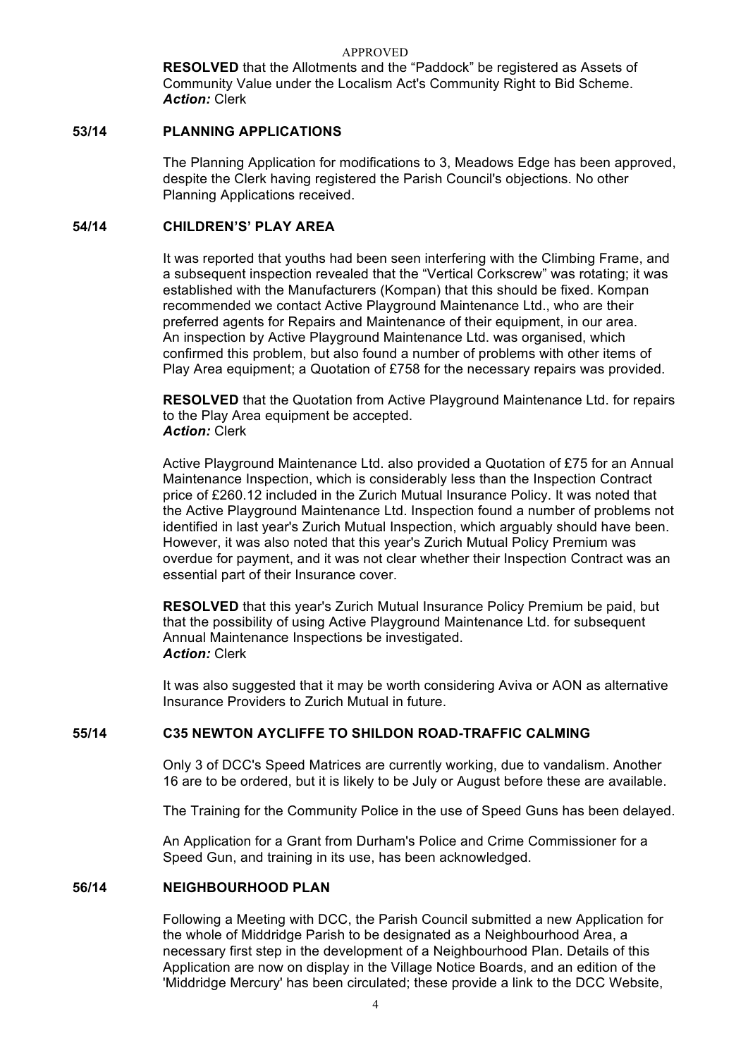**RESOLVED** that the Allotments and the "Paddock" be registered as Assets of Community Value under the Localism Act's Community Right to Bid Scheme.
***Action:*** Clerk

## 53/14 PLANNING APPLICATIONS

The Planning Application for modifications to 3, Meadows Edge has been approved, despite the Clerk having registered the Parish Council's objections. No other Planning Applications received.

## 54/14 CHILDREN'S' PLAY AREA

It was reported that youths had been seen interfering with the Climbing Frame, and a subsequent inspection revealed that the "Vertical Corkscrew" was rotating; it was established with the Manufacturers (Kompan) that this should be fixed. Kompan recommended we contact Active Playground Maintenance Ltd., who are their preferred agents for Repairs and Maintenance of their equipment, in our area. An inspection by Active Playground Maintenance Ltd. was organised, which confirmed this problem, but also found a number of problems with other items of Play Area equipment; a Quotation of £758 for the necessary repairs was provided.

**RESOLVED** that the Quotation from Active Playground Maintenance Ltd. for repairs to the Play Area equipment be accepted.
***Action:*** Clerk

Active Playground Maintenance Ltd. also provided a Quotation of £75 for an Annual Maintenance Inspection, which is considerably less than the Inspection Contract price of £260.12 included in the Zurich Mutual Insurance Policy. It was noted that the Active Playground Maintenance Ltd. Inspection found a number of problems not identified in last year's Zurich Mutual Inspection, which arguably should have been. However, it was also noted that this year's Zurich Mutual Policy Premium was overdue for payment, and it was not clear whether their Inspection Contract was an essential part of their Insurance cover.

**RESOLVED** that this year's Zurich Mutual Insurance Policy Premium be paid, but that the possibility of using Active Playground Maintenance Ltd. for subsequent Annual Maintenance Inspections be investigated.
***Action:*** Clerk

It was also suggested that it may be worth considering Aviva or AON as alternative Insurance Providers to Zurich Mutual in future.

## 55/14 C35 NEWTON AYCLIFFE TO SHILDON ROAD-TRAFFIC CALMING

Only 3 of DCC's Speed Matrices are currently working, due to vandalism. Another 16 are to be ordered, but it is likely to be July or August before these are available.

The Training for the Community Police in the use of Speed Guns has been delayed.

An Application for a Grant from Durham's Police and Crime Commissioner for a Speed Gun, and training in its use, has been acknowledged.

## 56/14 NEIGHBOURHOOD PLAN

Following a Meeting with DCC, the Parish Council submitted a new Application for the whole of Middridge Parish to be designated as a Neighbourhood Area, a necessary first step in the development of a Neighbourhood Plan. Details of this Application are now on display in the Village Notice Boards, and an edition of the 'Middridge Mercury' has been circulated; these provide a link to the DCC Website,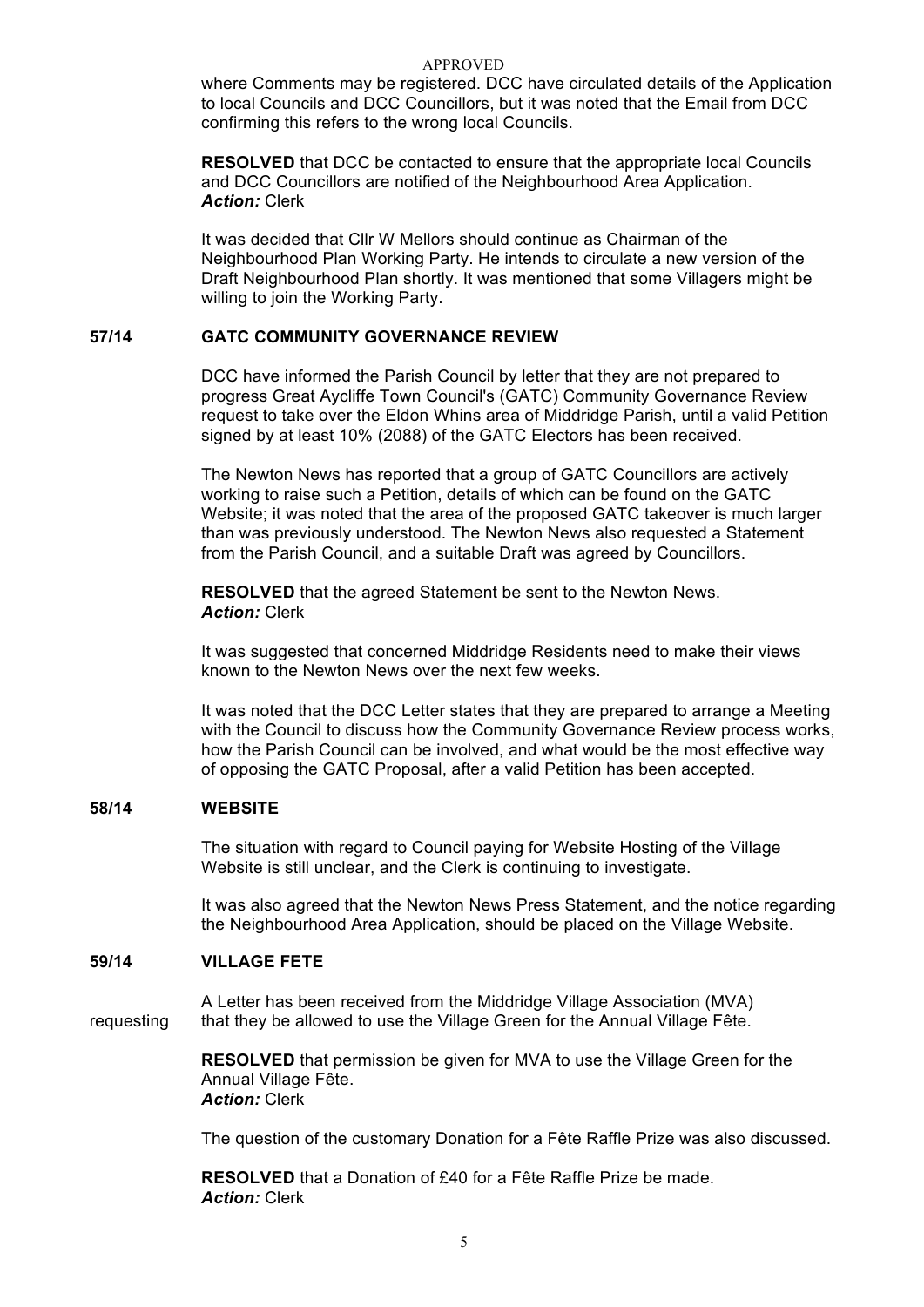where Comments may be registered. DCC have circulated details of the Application to local Councils and DCC Councillors, but it was noted that the Email from DCC confirming this refers to the wrong local Councils.

**RESOLVED** that DCC be contacted to ensure that the appropriate local Councils and DCC Councillors are notified of the Neighbourhood Area Application.
***Action:*** Clerk

It was decided that Cllr W Mellors should continue as Chairman of the Neighbourhood Plan Working Party. He intends to circulate a new version of the Draft Neighbourhood Plan shortly. It was mentioned that some Villagers might be willing to join the Working Party.

## 57/14 GATC COMMUNITY GOVERNANCE REVIEW

DCC have informed the Parish Council by letter that they are not prepared to progress Great Aycliffe Town Council's (GATC) Community Governance Review request to take over the Eldon Whins area of Middridge Parish, until a valid Petition signed by at least 10% (2088) of the GATC Electors has been received.

The Newton News has reported that a group of GATC Councillors are actively working to raise such a Petition, details of which can be found on the GATC Website; it was noted that the area of the proposed GATC takeover is much larger than was previously understood. The Newton News also requested a Statement from the Parish Council, and a suitable Draft was agreed by Councillors.

**RESOLVED** that the agreed Statement be sent to the Newton News.
***Action:*** Clerk

It was suggested that concerned Middridge Residents need to make their views known to the Newton News over the next few weeks.

It was noted that the DCC Letter states that they are prepared to arrange a Meeting with the Council to discuss how the Community Governance Review process works, how the Parish Council can be involved, and what would be the most effective way of opposing the GATC Proposal, after a valid Petition has been accepted.

## 58/14 WEBSITE

The situation with regard to Council paying for Website Hosting of the Village Website is still unclear, and the Clerk is continuing to investigate.

It was also agreed that the Newton News Press Statement, and the notice regarding the Neighbourhood Area Application, should be placed on the Village Website.

## 59/14 VILLAGE FETE

A Letter has been received from the Middridge Village Association (MVA) requesting that they be allowed to use the Village Green for the Annual Village Fête.

**RESOLVED** that permission be given for MVA to use the Village Green for the Annual Village Fête.
***Action:*** Clerk

The question of the customary Donation for a Fête Raffle Prize was also discussed.

**RESOLVED** that a Donation of £40 for a Fête Raffle Prize be made.
***Action:*** Clerk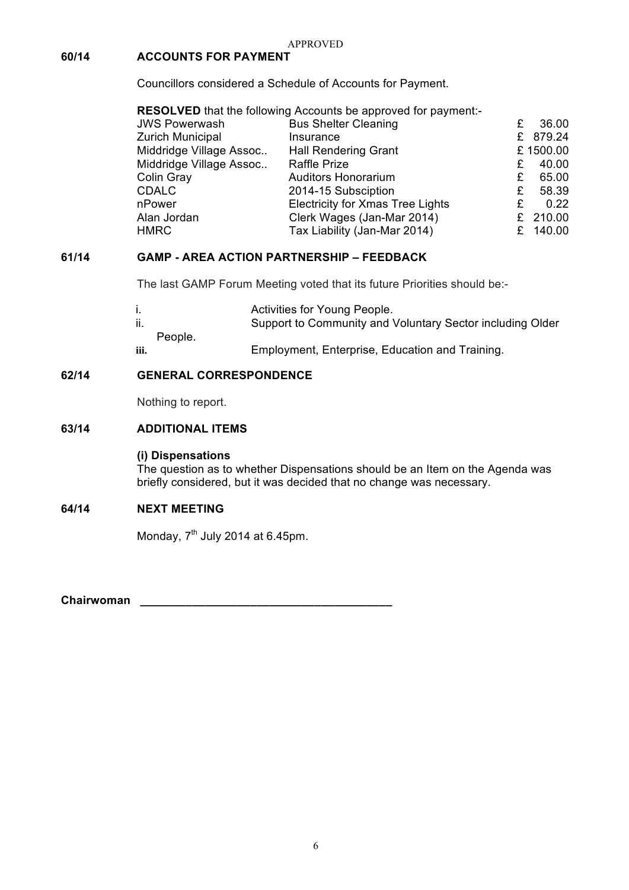APPROVED

## 60/14 ACCOUNTS FOR PAYMENT

Councillors considered a Schedule of Accounts for Payment.

**RESOLVED** that the following Accounts be approved for payment:-

| | | |
|---|---|---|
| JWS Powerwash | Bus Shelter Cleaning | £ 36.00 |
| Zurich Municipal | Insurance | £ 879.24 |
| Middridge Village Assoc.. | Hall Rendering Grant | £ 1500.00 |
| Middridge Village Assoc.. | Raffle Prize | £ 40.00 |
| Colin Gray | Auditors Honorarium | £ 65.00 |
| CDALC | 2014-15 Subsciption | £ 58.39 |
| nPower | Electricity for Xmas Tree Lights | £ 0.22 |
| Alan Jordan | Clerk Wages (Jan-Mar 2014) | £ 210.00 |
| HMRC | Tax Liability (Jan-Mar 2014) | £ 140.00 |

## 61/14 GAMP - AREA ACTION PARTNERSHIP – FEEDBACK

The last GAMP Forum Meeting voted that its future Priorities should be:-

i. Activities for Young People.
ii. Support to Community and Voluntary Sector including Older People.
**iii.** Employment, Enterprise, Education and Training.

## 62/14 GENERAL CORRESPONDENCE

Nothing to report.

## 63/14 ADDITIONAL ITEMS

**(i) Dispensations**
The question as to whether Dispensations should be an Item on the Agenda was briefly considered, but it was decided that no change was necessary.

## 64/14 NEXT MEETING

Monday, 7th July 2014 at 6.45pm.

**Chairwoman** ________________________________________